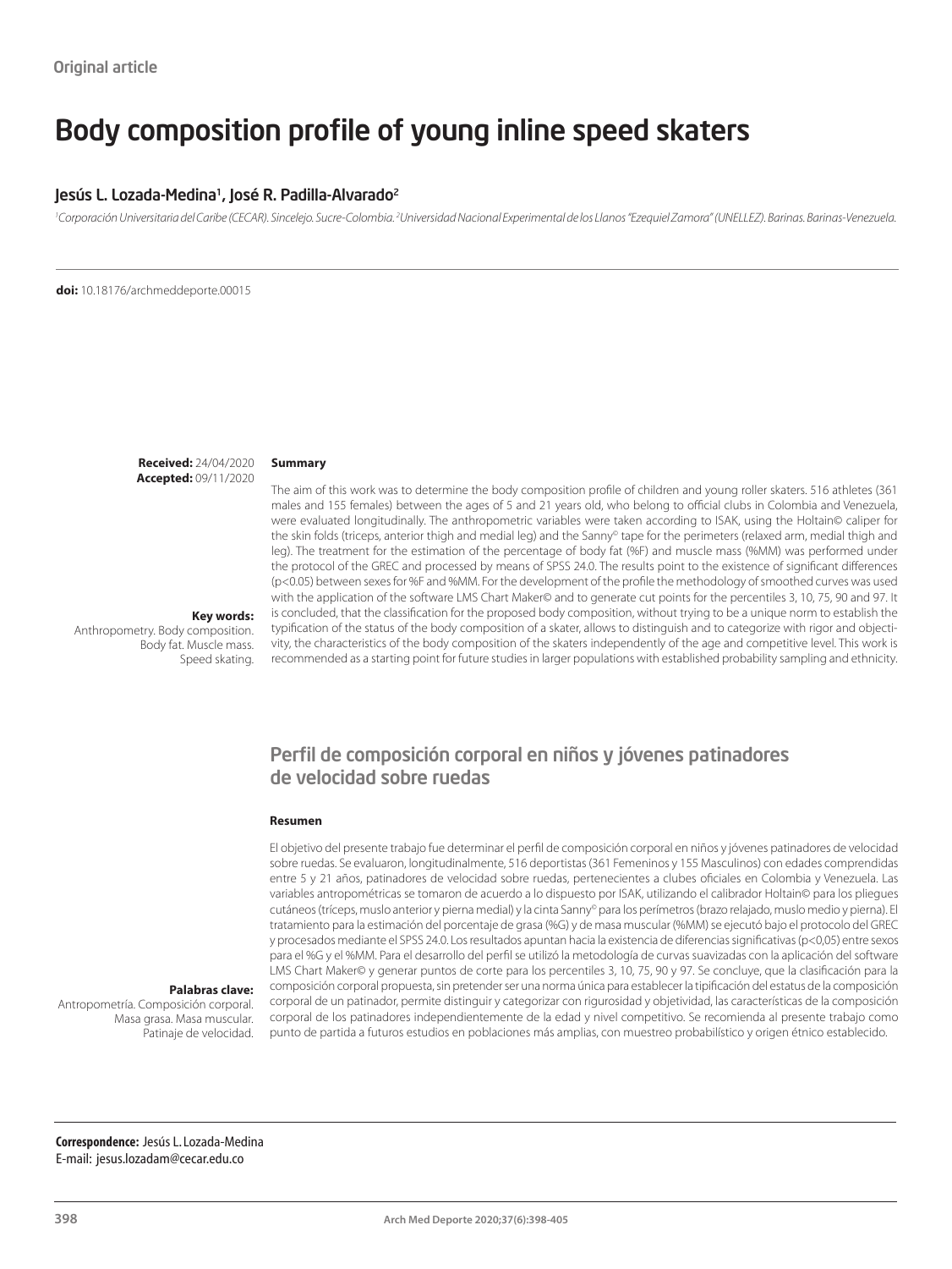Original article

# Body composition profile of young inline speed skaters

## Jesús L. Lozada-Medina[1], José R. Padilla-Alvarado[2]

[1]Corporación Universitaria del Caribe (CECAR). Sincelejo. Sucre-Colombia. [2]Universidad Nacional Experimental de los Llanos "Ezequiel Zamora" (UNELLEZ). Barinas. Barinas-Venezuela.

**doi:** 10.18176/archmeddeporte.00015

**Received:** 24/04/2020
**Accepted:** 09/11/2020

### Summary

The aim of this work was to determine the body composition profile of children and young roller skaters. 516 athletes (361 males and 155 females) between the ages of 5 and 21 years old, who belong to official clubs in Colombia and Venezuela, were evaluated longitudinally. The anthropometric variables were taken according to ISAK, using the Holtain© caliper for the skin folds (triceps, anterior thigh and medial leg) and the Sanny© tape for the perimeters (relaxed arm, medial thigh and leg). The treatment for the estimation of the percentage of body fat (%F) and muscle mass (%MM) was performed under the protocol of the GREC and processed by means of SPSS 24.0. The results point to the existence of significant differences ($p<0.05$) between sexes for %F and %MM. For the development of the profile the methodology of smoothed curves was used with the application of the software LMS Chart Maker© and to generate cut points for the percentiles 3, 10, 75, 90 and 97. It is concluded, that the classification for the proposed body composition, without trying to be a unique norm to establish the typification of the status of the body composition of a skater, allows to distinguish and to categorize with rigor and objectivity, the characteristics of the body composition of the skaters independently of the age and competitive level. This work is recommended as a starting point for future studies in larger populations with established probability sampling and ethnicity.

**Key words:**
Anthropometry. Body composition. Body fat. Muscle mass. Speed skating.

## Perfil de composición corporal en niños y jóvenes patinadores de velocidad sobre ruedas

### Resumen

El objetivo del presente trabajo fue determinar el perfil de composición corporal en niños y jóvenes patinadores de velocidad sobre ruedas. Se evaluaron, longitudinalmente, 516 deportistas (361 Femeninos y 155 Masculinos) con edades comprendidas entre 5 y 21 años, patinadores de velocidad sobre ruedas, pertenecientes a clubes oficiales en Colombia y Venezuela. Las variables antropométricas se tomaron de acuerdo a lo dispuesto por ISAK, utilizando el calibrador Holtain© para los pliegues cutáneos (tríceps, muslo anterior y pierna medial) y la cinta Sanny© para los perímetros (brazo relajado, muslo medio y pierna). El tratamiento para la estimación del porcentaje de grasa (%G) y de masa muscular (%MM) se ejecutó bajo el protocolo del GREC y procesados mediante el SPSS 24.0. Los resultados apuntan hacia la existencia de diferencias significativas ($p<0,05$) entre sexos para el %G y el %MM. Para el desarrollo del perfil se utilizó la metodología de curvas suavizadas con la aplicación del software LMS Chart Maker© y generar puntos de corte para los percentiles 3, 10, 75, 90 y 97. Se concluye, que la clasificación para la composición corporal propuesta, sin pretender ser una norma única para establecer la tipificación del estatus de la composición corporal de un patinador, permite distinguir y categorizar con rigurosidad y objetividad, las características de la composición corporal de los patinadores independientemente de la edad y nivel competitivo. Se recomienda al presente trabajo como punto de partida a futuros estudios en poblaciones más amplias, con muestreo probabilístico y origen étnico establecido.

**Palabras clave:**
Antropometría. Composición corporal. Masa grasa. Masa muscular. Patinaje de velocidad.

**Correspondence:** Jesús L. Lozada-Medina
E-mail: jesus.lozadam@cecar.edu.co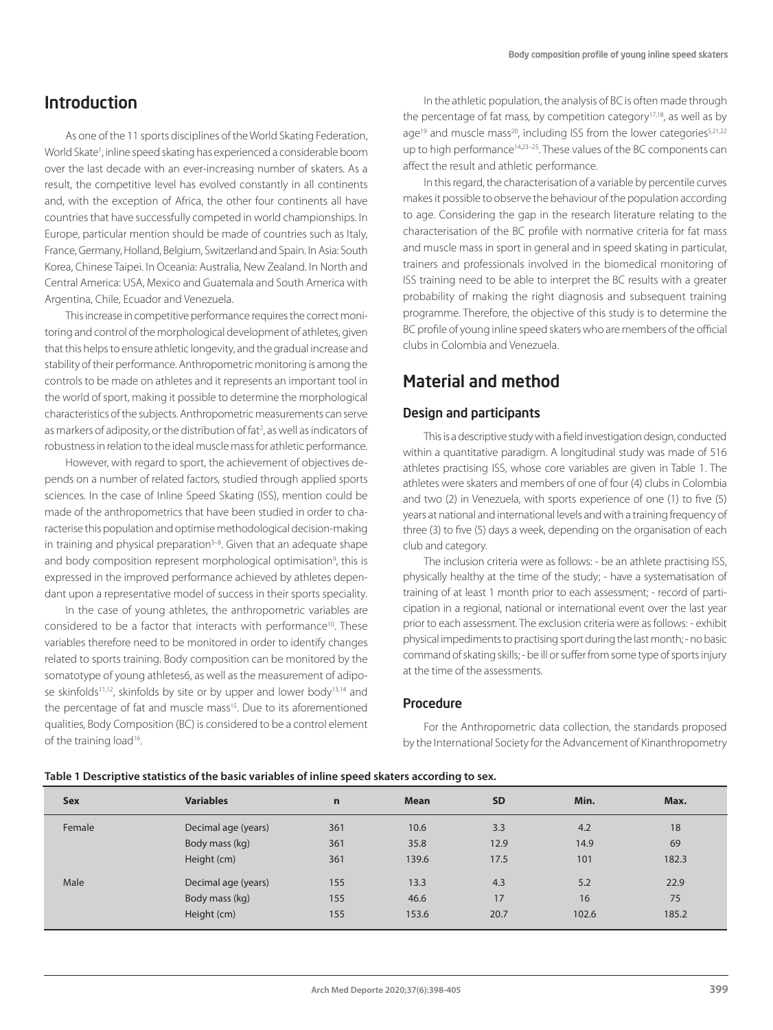## Introduction

As one of the 11 sports disciplines of the World Skating Federation, World Skate[1], inline speed skating has experienced a considerable boom over the last decade with an ever-increasing number of skaters. As a result, the competitive level has evolved constantly in all continents and, with the exception of Africa, the other four continents all have countries that have successfully competed in world championships. In Europe, particular mention should be made of countries such as Italy, France, Germany, Holland, Belgium, Switzerland and Spain. In Asia: South Korea, Chinese Taipei. In Oceania: Australia, New Zealand. In North and Central America: USA, Mexico and Guatemala and South America with Argentina, Chile, Ecuador and Venezuela.

This increase in competitive performance requires the correct monitoring and control of the morphological development of athletes, given that this helps to ensure athletic longevity, and the gradual increase and stability of their performance. Anthropometric monitoring is among the controls to be made on athletes and it represents an important tool in the world of sport, making it possible to determine the morphological characteristics of the subjects. Anthropometric measurements can serve as markers of adiposity, or the distribution of fat[2], as well as indicators of robustness in relation to the ideal muscle mass for athletic performance.

However, with regard to sport, the achievement of objectives depends on a number of related factors, studied through applied sports sciences. In the case of Inline Speed Skating (ISS), mention could be made of the anthropometrics that have been studied in order to characterise this population and optimise methodological decision-making in training and physical preparation[3–8]. Given that an adequate shape and body composition represent morphological optimisation[9], this is expressed in the improved performance achieved by athletes dependant upon a representative model of success in their sports speciality.

In the case of young athletes, the anthropometric variables are considered to be a factor that interacts with performance[10]. These variables therefore need to be monitored in order to identify changes related to sports training. Body composition can be monitored by the somatotype of young athletes6, as well as the measurement of adipose skinfolds[11,12], skinfolds by site or by upper and lower body[13,14] and the percentage of fat and muscle mass[15]. Due to its aforementioned qualities, Body Composition (BC) is considered to be a control element of the training load[16].

In the athletic population, the analysis of BC is often made through the percentage of fat mass, by competition category[17,18], as well as by age[19] and muscle mass[20], including ISS from the lower categories[5,21,22] up to high performance[14,23–25]. These values of the BC components can affect the result and athletic performance.

In this regard, the characterisation of a variable by percentile curves makes it possible to observe the behaviour of the population according to age. Considering the gap in the research literature relating to the characterisation of the BC profile with normative criteria for fat mass and muscle mass in sport in general and in speed skating in particular, trainers and professionals involved in the biomedical monitoring of ISS training need to be able to interpret the BC results with a greater probability of making the right diagnosis and subsequent training programme. Therefore, the objective of this study is to determine the BC profile of young inline speed skaters who are members of the official clubs in Colombia and Venezuela.

## Material and method

### Design and participants

This is a descriptive study with a field investigation design, conducted within a quantitative paradigm. A longitudinal study was made of 516 athletes practising ISS, whose core variables are given in Table 1. The athletes were skaters and members of one of four (4) clubs in Colombia and two (2) in Venezuela, with sports experience of one (1) to five (5) years at national and international levels and with a training frequency of three (3) to five (5) days a week, depending on the organisation of each club and category.

The inclusion criteria were as follows: - be an athlete practising ISS, physically healthy at the time of the study; - have a systematisation of training of at least 1 month prior to each assessment; - record of participation in a regional, national or international event over the last year prior to each assessment. The exclusion criteria were as follows: - exhibit physical impediments to practising sport during the last month; - no basic command of skating skills; - be ill or suffer from some type of sports injury at the time of the assessments.

### Procedure

For the Anthropometric data collection, the standards proposed by the International Society for the Advancement of Kinanthropometry

**Table 1 Descriptive statistics of the basic variables of inline speed skaters according to sex.**

| Sex | Variables | n | Mean | SD | Min. | Max. |
|---|---|---|---|---|---|---|
| Female | Decimal age (years) | 361 | 10.6 | 3.3 | 4.2 | 18 |
| | Body mass (kg) | 361 | 35.8 | 12.9 | 14.9 | 69 |
| | Height (cm) | 361 | 139.6 | 17.5 | 101 | 182.3 |
| Male | Decimal age (years) | 155 | 13.3 | 4.3 | 5.2 | 22.9 |
| | Body mass (kg) | 155 | 46.6 | 17 | 16 | 75 |
| | Height (cm) | 155 | 153.6 | 20.7 | 102.6 | 185.2 |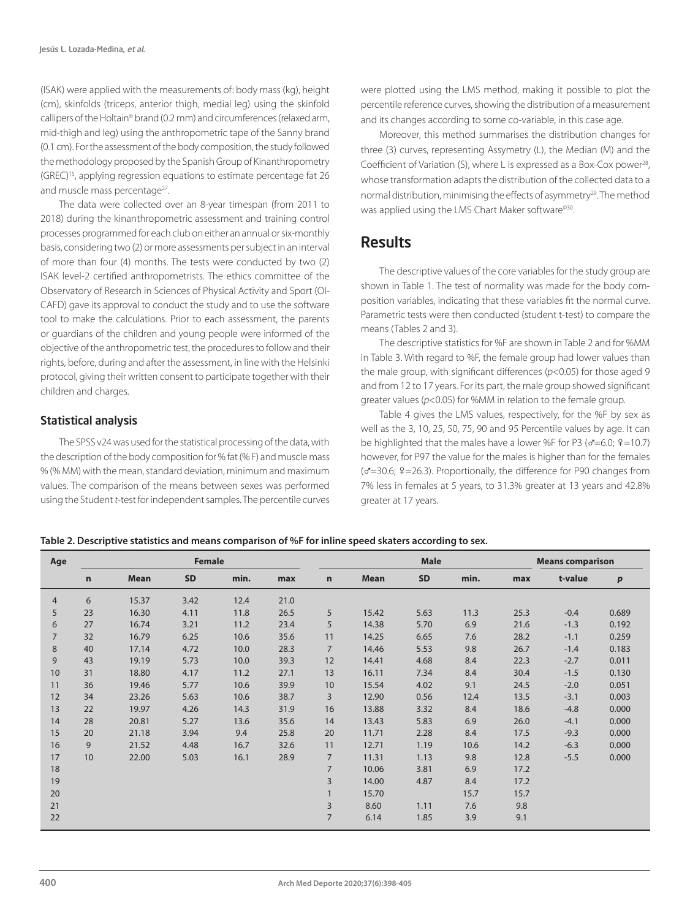(ISAK) were applied with the measurements of: body mass (kg), height (cm), skinfolds (triceps, anterior thigh, medial leg) using the skinfold callipers of the Holtain© brand (0.2 mm) and circumferences (relaxed arm, mid-thigh and leg) using the anthropometric tape of the Sanny brand (0.1 cm). For the assessment of the body composition, the study followed the methodology proposed by the Spanish Group of Kinanthropometry (GREC)[15], applying regression equations to estimate percentage fat 26 and muscle mass percentage[27].

The data were collected over an 8-year timespan (from 2011 to 2018) during the kinanthropometric assessment and training control processes programmed for each club on either an annual or six-monthly basis, considering two (2) or more assessments per subject in an interval of more than four (4) months. The tests were conducted by two (2) ISAK level-2 certified anthropometrists. The ethics committee of the Observatory of Research in Sciences of Physical Activity and Sport (OI-CAFD) gave its approval to conduct the study and to use the software tool to make the calculations. Prior to each assessment, the parents or guardians of the children and young people were informed of the objective of the anthropometric test, the procedures to follow and their rights, before, during and after the assessment, in line with the Helsinki protocol, giving their written consent to participate together with their children and charges.

### Statistical analysis

The SPSS v24 was used for the statistical processing of the data, with the description of the body composition for % fat (% F) and muscle mass % (% MM) with the mean, standard deviation, minimum and maximum values. The comparison of the means between sexes was performed using the Student *t*-test for independent samples. The percentile curves were plotted using the LMS method, making it possible to plot the percentile reference curves, showing the distribution of a measurement and its changes according to some co-variable, in this case age.

Moreover, this method summarises the distribution changes for three (3) curves, representing Assymetry (L), the Median (M) and the Coefficient of Variation (S), where L is expressed as a Box-Cox power[28], whose transformation adapts the distribution of the collected data to a normal distribution, minimising the effects of asymmetry[29]. The method was applied using the LMS Chart Maker software©[30].

## Results

The descriptive values of the core variables for the study group are shown in Table 1. The test of normality was made for the body composition variables, indicating that these variables fit the normal curve. Parametric tests were then conducted (student t-test) to compare the means (Tables 2 and 3).

The descriptive statistics for %F are shown in Table 2 and for %MM in Table 3. With regard to %F, the female group had lower values than the male group, with significant differences ($p<0.05$) for those aged 9 and from 12 to 17 years. For its part, the male group showed significant greater values ($p<0.05$) for %MM in relation to the female group.

Table 4 gives the LMS values, respectively, for the %F by sex as well as the 3, 10, 25, 50, 75, 90 and 95 Percentile values by age. It can be highlighted that the males have a lower %F for P3 (♂=6.0; ♀=10.7) however, for P97 the value for the males is higher than for the females (♂=30.6; ♀=26.3). Proportionally, the difference for P90 changes from 7% less in females at 5 years, to 31.3% greater at 13 years and 42.8% greater at 17 years.

**Table 2. Descriptive statistics and means comparison of %F for inline speed skaters according to sex.**

| Age | Female | | | | | Male | | | | | Means comparison | |
|---|---|---|---|---|---|---|---|---|---|---|---|---|
| | n | Mean | SD | min. | max | n | Mean | SD | min. | max | t-value | *p* |
| 4 | 6 | 15.37 | 3.42 | 12.4 | 21.0 | | | | | | | |
| 5 | 23 | 16.30 | 4.11 | 11.8 | 26.5 | 5 | 15.42 | 5.63 | 11.3 | 25.3 | -0.4 | 0.689 |
| 6 | 27 | 16.74 | 3.21 | 11.2 | 23.4 | 5 | 14.38 | 5.70 | 6.9 | 21.6 | -1.3 | 0.192 |
| 7 | 32 | 16.79 | 6.25 | 10.6 | 35.6 | 11 | 14.25 | 6.65 | 7.6 | 28.2 | -1.1 | 0.259 |
| 8 | 40 | 17.14 | 4.72 | 10.0 | 28.3 | 7 | 14.46 | 5.53 | 9.8 | 26.7 | -1.4 | 0.183 |
| 9 | 43 | 19.19 | 5.73 | 10.0 | 39.3 | 12 | 14.41 | 4.68 | 8.4 | 22.3 | -2.7 | 0.011 |
| 10 | 31 | 18.80 | 4.17 | 11.2 | 27.1 | 13 | 16.11 | 7.34 | 8.4 | 30.4 | -1.5 | 0.130 |
| 11 | 36 | 19.46 | 5.77 | 10.6 | 39.9 | 10 | 15.54 | 4.02 | 9.1 | 24.5 | -2.0 | 0.051 |
| 12 | 34 | 23.26 | 5.63 | 10.6 | 38.7 | 3 | 12.90 | 0.56 | 12.4 | 13.5 | -3.1 | 0.003 |
| 13 | 22 | 19.97 | 4.26 | 14.3 | 31.9 | 16 | 13.88 | 3.32 | 8.4 | 18.6 | -4.8 | 0.000 |
| 14 | 28 | 20.81 | 5.27 | 13.6 | 35.6 | 14 | 13.43 | 5.83 | 6.9 | 26.0 | -4.1 | 0.000 |
| 15 | 20 | 21.18 | 3.94 | 9.4 | 25.8 | 20 | 11.71 | 2.28 | 8.4 | 17.5 | -9.3 | 0.000 |
| 16 | 9 | 21.52 | 4.48 | 16.7 | 32.6 | 11 | 12.71 | 1.19 | 10.6 | 14.2 | -6.3 | 0.000 |
| 17 | 10 | 22.00 | 5.03 | 16.1 | 28.9 | 7 | 11.31 | 1.13 | 9.8 | 12.8 | -5.5 | 0.000 |
| 18 | | | | | | 7 | 10.06 | 3.81 | 6.9 | 17.2 | | |
| 19 | | | | | | 3 | 14.00 | 4.87 | 8.4 | 17.2 | | |
| 20 | | | | | | 1 | 15.70 | | 15.7 | 15.7 | | |
| 21 | | | | | | 3 | 8.60 | 1.11 | 7.6 | 9.8 | | |
| 22 | | | | | | 7 | 6.14 | 1.85 | 3.9 | 9.1 | | |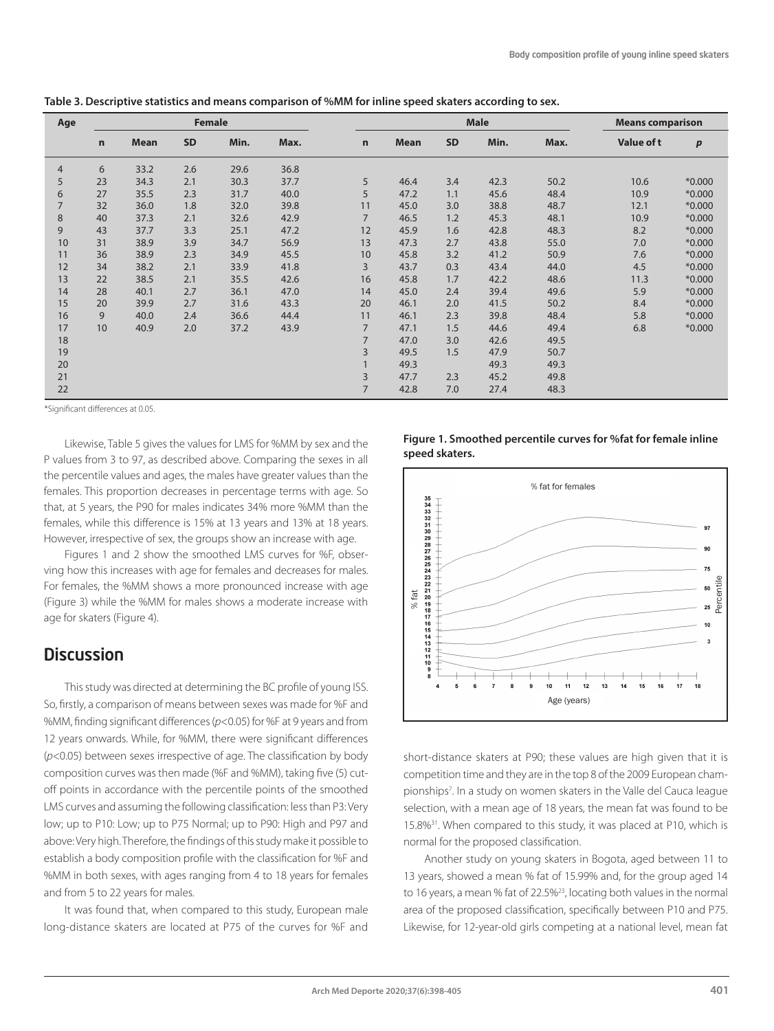**Table 3. Descriptive statistics and means comparison of %MM for inline speed skaters according to sex.**

| Age | Female | | | | | Male | | | | | Means comparison | |
|---|---|---|---|---|---|---|---|---|---|---|---|---|
| | n | Mean | SD | Min. | Max. | n | Mean | SD | Min. | Max. | Value of t | *p* |
| 4 | 6 | 33.2 | 2.6 | 29.6 | 36.8 | | | | | | | |
| 5 | 23 | 34.3 | 2.1 | 30.3 | 37.7 | 5 | 46.4 | 3.4 | 42.3 | 50.2 | 10.6 | *0.000 |
| 6 | 27 | 35.5 | 2.3 | 31.7 | 40.0 | 5 | 47.2 | 1.1 | 45.6 | 48.4 | 10.9 | *0.000 |
| 7 | 32 | 36.0 | 1.8 | 32.0 | 39.8 | 11 | 45.0 | 3.0 | 38.8 | 48.7 | 12.1 | *0.000 |
| 8 | 40 | 37.3 | 2.1 | 32.6 | 42.9 | 7 | 46.5 | 1.2 | 45.3 | 48.1 | 10.9 | *0.000 |
| 9 | 43 | 37.7 | 3.3 | 25.1 | 47.2 | 12 | 45.9 | 1.6 | 42.8 | 48.3 | 8.2 | *0.000 |
| 10 | 31 | 38.9 | 3.9 | 34.7 | 56.9 | 13 | 47.3 | 2.7 | 43.8 | 55.0 | 7.0 | *0.000 |
| 11 | 36 | 38.9 | 2.3 | 34.9 | 45.5 | 10 | 45.8 | 3.2 | 41.2 | 50.9 | 7.6 | *0.000 |
| 12 | 34 | 38.2 | 2.1 | 33.9 | 41.8 | 3 | 43.7 | 0.3 | 43.4 | 44.0 | 4.5 | *0.000 |
| 13 | 22 | 38.5 | 2.1 | 35.5 | 42.6 | 16 | 45.8 | 1.7 | 42.2 | 48.6 | 11.3 | *0.000 |
| 14 | 28 | 40.1 | 2.7 | 36.1 | 47.0 | 14 | 45.0 | 2.4 | 39.4 | 49.6 | 5.9 | *0.000 |
| 15 | 20 | 39.9 | 2.7 | 31.6 | 43.3 | 20 | 46.1 | 2.0 | 41.5 | 50.2 | 8.4 | *0.000 |
| 16 | 9 | 40.0 | 2.4 | 36.6 | 44.4 | 11 | 46.1 | 2.3 | 39.8 | 48.4 | 5.8 | *0.000 |
| 17 | 10 | 40.9 | 2.0 | 37.2 | 43.9 | 7 | 47.1 | 1.5 | 44.6 | 49.4 | 6.8 | *0.000 |
| 18 | | | | | | 7 | 47.0 | 3.0 | 42.6 | 49.5 | | |
| 19 | | | | | | 3 | 49.5 | 1.5 | 47.9 | 50.7 | | |
| 20 | | | | | | 1 | 49.3 | | 49.3 | 49.3 | | |
| 21 | | | | | | 3 | 47.7 | 2.3 | 45.2 | 49.8 | | |
| 22 | | | | | | 7 | 42.8 | 7.0 | 27.4 | 48.3 | | |

*Significant differences at 0.05.

Likewise, Table 5 gives the values for LMS for %MM by sex and the P values from 3 to 97, as described above. Comparing the sexes in all the percentile values and ages, the males have greater values than the females. This proportion decreases in percentage terms with age. So that, at 5 years, the P90 for males indicates 34% more %MM than the females, while this difference is 15% at 13 years and 13% at 18 years. However, irrespective of sex, the groups show an increase with age.

Figures 1 and 2 show the smoothed LMS curves for %F, observing how this increases with age for females and decreases for males. For females, the %MM shows a more pronounced increase with age (Figure 3) while the %MM for males shows a moderate increase with age for skaters (Figure 4).

## Discussion

This study was directed at determining the BC profile of young ISS. So, firstly, a comparison of means between sexes was made for %F and %MM, finding significant differences ($p<0.05$) for %F at 9 years and from 12 years onwards. While, for %MM, there were significant differences ($p<0.05$) between sexes irrespective of age. The classification by body composition curves was then made (%F and %MM), taking five (5) cut-off points in accordance with the percentile points of the smoothed LMS curves and assuming the following classification: less than P3: Very low; up to P10: Low; up to P75 Normal; up to P90: High and P97 and above: Very high. Therefore, the findings of this study make it possible to establish a body composition profile with the classification for %F and %MM in both sexes, with ages ranging from 4 to 18 years for females and from 5 to 22 years for males.

It was found that, when compared to this study, European male long-distance skaters are located at P75 of the curves for %F and short-distance skaters at P90; these values are high given that it is competition time and they are in the top 8 of the 2009 European championships[7]. In a study on women skaters in the Valle del Cauca league selection, with a mean age of 18 years, the mean fat was found to be 15.8%[31]. When compared to this study, it was placed at P10, which is normal for the proposed classification.

Another study on young skaters in Bogota, aged between 11 to 13 years, showed a mean % fat of 15.99% and, for the group aged 14 to 16 years, a mean % fat of 22.5%[23], locating both values in the normal area of the proposed classification, specifically between P10 and P75. Likewise, for 12-year-old girls competing at a national level, mean fat

**Figure 1. Smoothed percentile curves for %fat for female inline speed skaters.**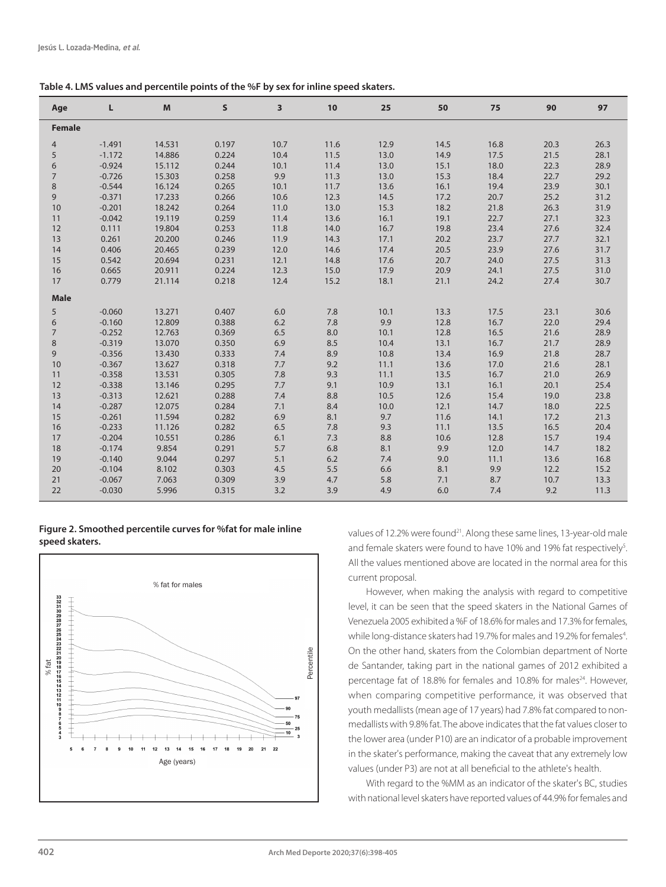**Table 4. LMS values and percentile points of the %F by sex for inline speed skaters.**

| Age | L | M | S | 3 | 10 | 25 | 50 | 75 | 90 | 97 |
|---|---|---|---|---|---|---|---|---|---|---|
| **Female** | | | | | | | | | | |
| 4 | -1.491 | 14.531 | 0.197 | 10.7 | 11.6 | 12.9 | 14.5 | 16.8 | 20.3 | 26.3 |
| 5 | -1.172 | 14.886 | 0.224 | 10.4 | 11.5 | 13.0 | 14.9 | 17.5 | 21.5 | 28.1 |
| 6 | -0.924 | 15.112 | 0.244 | 10.1 | 11.4 | 13.0 | 15.1 | 18.0 | 22.3 | 28.9 |
| 7 | -0.726 | 15.303 | 0.258 | 9.9 | 11.3 | 13.0 | 15.3 | 18.4 | 22.7 | 29.2 |
| 8 | -0.544 | 16.124 | 0.265 | 10.1 | 11.7 | 13.6 | 16.1 | 19.4 | 23.9 | 30.1 |
| 9 | -0.371 | 17.233 | 0.266 | 10.6 | 12.3 | 14.5 | 17.2 | 20.7 | 25.2 | 31.2 |
| 10 | -0.201 | 18.242 | 0.264 | 11.0 | 13.0 | 15.3 | 18.2 | 21.8 | 26.3 | 31.9 |
| 11 | -0.042 | 19.119 | 0.259 | 11.4 | 13.6 | 16.1 | 19.1 | 22.7 | 27.1 | 32.3 |
| 12 | 0.111 | 19.804 | 0.253 | 11.8 | 14.0 | 16.7 | 19.8 | 23.4 | 27.6 | 32.4 |
| 13 | 0.261 | 20.200 | 0.246 | 11.9 | 14.3 | 17.1 | 20.2 | 23.7 | 27.7 | 32.1 |
| 14 | 0.406 | 20.465 | 0.239 | 12.0 | 14.6 | 17.4 | 20.5 | 23.9 | 27.6 | 31.7 |
| 15 | 0.542 | 20.694 | 0.231 | 12.1 | 14.8 | 17.6 | 20.7 | 24.0 | 27.5 | 31.3 |
| 16 | 0.665 | 20.911 | 0.224 | 12.3 | 15.0 | 17.9 | 20.9 | 24.1 | 27.5 | 31.0 |
| 17 | 0.779 | 21.114 | 0.218 | 12.4 | 15.2 | 18.1 | 21.1 | 24.2 | 27.4 | 30.7 |
| **Male** | | | | | | | | | | |
| 5 | -0.060 | 13.271 | 0.407 | 6.0 | 7.8 | 10.1 | 13.3 | 17.5 | 23.1 | 30.6 |
| 6 | -0.160 | 12.809 | 0.388 | 6.2 | 7.8 | 9.9 | 12.8 | 16.7 | 22.0 | 29.4 |
| 7 | -0.252 | 12.763 | 0.369 | 6.5 | 8.0 | 10.1 | 12.8 | 16.5 | 21.6 | 28.9 |
| 8 | -0.319 | 13.070 | 0.350 | 6.9 | 8.5 | 10.4 | 13.1 | 16.7 | 21.7 | 28.9 |
| 9 | -0.356 | 13.430 | 0.333 | 7.4 | 8.9 | 10.8 | 13.4 | 16.9 | 21.8 | 28.7 |
| 10 | -0.367 | 13.627 | 0.318 | 7.7 | 9.2 | 11.1 | 13.6 | 17.0 | 21.6 | 28.1 |
| 11 | -0.358 | 13.531 | 0.305 | 7.8 | 9.3 | 11.1 | 13.5 | 16.7 | 21.0 | 26.9 |
| 12 | -0.338 | 13.146 | 0.295 | 7.7 | 9.1 | 10.9 | 13.1 | 16.1 | 20.1 | 25.4 |
| 13 | -0.313 | 12.621 | 0.288 | 7.4 | 8.8 | 10.5 | 12.6 | 15.4 | 19.0 | 23.8 |
| 14 | -0.287 | 12.075 | 0.284 | 7.1 | 8.4 | 10.0 | 12.1 | 14.7 | 18.0 | 22.5 |
| 15 | -0.261 | 11.594 | 0.282 | 6.9 | 8.1 | 9.7 | 11.6 | 14.1 | 17.2 | 21.3 |
| 16 | -0.233 | 11.126 | 0.282 | 6.5 | 7.8 | 9.3 | 11.1 | 13.5 | 16.5 | 20.4 |
| 17 | -0.204 | 10.551 | 0.286 | 6.1 | 7.3 | 8.8 | 10.6 | 12.8 | 15.7 | 19.4 |
| 18 | -0.174 | 9.854 | 0.291 | 5.7 | 6.8 | 8.1 | 9.9 | 12.0 | 14.7 | 18.2 |
| 19 | -0.140 | 9.044 | 0.297 | 5.1 | 6.2 | 7.4 | 9.0 | 11.1 | 13.6 | 16.8 |
| 20 | -0.104 | 8.102 | 0.303 | 4.5 | 5.5 | 6.6 | 8.1 | 9.9 | 12.2 | 15.2 |
| 21 | -0.067 | 7.063 | 0.309 | 3.9 | 4.7 | 5.8 | 7.1 | 8.7 | 10.7 | 13.3 |
| 22 | -0.030 | 5.996 | 0.315 | 3.2 | 3.9 | 4.9 | 6.0 | 7.4 | 9.2 | 11.3 |

**Figure 2. Smoothed percentile curves for %fat for male inline speed skaters.**

values of 12.2% were found[21]. Along these same lines, 13-year-old male and female skaters were found to have 10% and 19% fat respectively[5]. All the values mentioned above are located in the normal area for this current proposal.

However, when making the analysis with regard to competitive level, it can be seen that the speed skaters in the National Games of Venezuela 2005 exhibited a %F of 18.6% for males and 17.3% for females, while long-distance skaters had 19.7% for males and 19.2% for females[4]. On the other hand, skaters from the Colombian department of Norte de Santander, taking part in the national games of 2012 exhibited a percentage fat of 18.8% for females and 10.8% for males[24]. However, when comparing competitive performance, it was observed that youth medallists (mean age of 17 years) had 7.8% fat compared to non-medallists with 9.8% fat. The above indicates that the fat values closer to the lower area (under P10) are an indicator of a probable improvement in the skater's performance, making the caveat that any extremely low values (under P3) are not at all beneficial to the athlete's health.

With regard to the %MM as an indicator of the skater's BC, studies with national level skaters have reported values of 44.9% for females and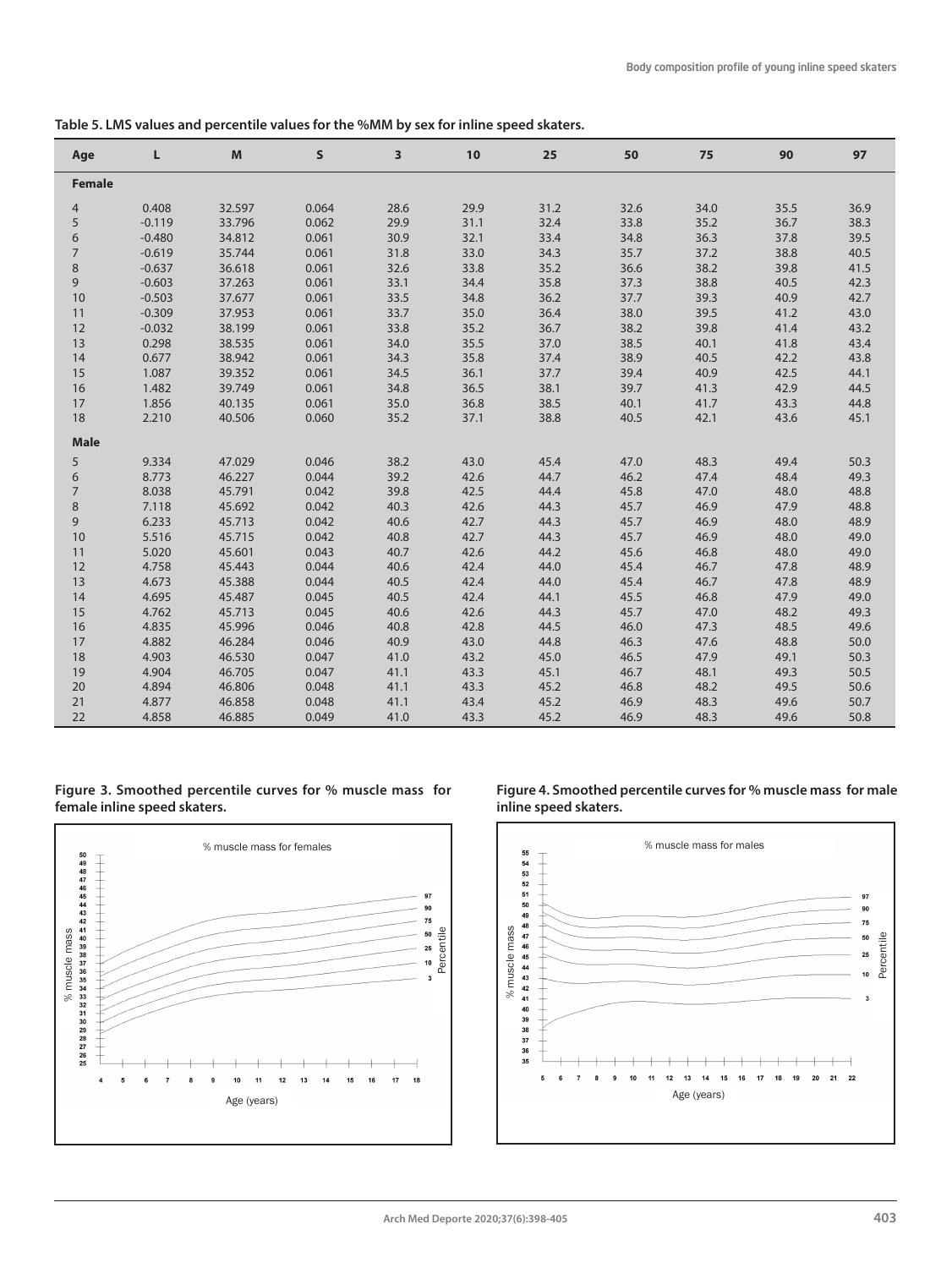**Table 5. LMS values and percentile values for the %MM by sex for inline speed skaters.**

| Age | L | M | S | 3 | 10 | 25 | 50 | 75 | 90 | 97 |
|---|---|---|---|---|---|---|---|---|---|---|
| **Female** | | | | | | | | | | |
| 4 | 0.408 | 32.597 | 0.064 | 28.6 | 29.9 | 31.2 | 32.6 | 34.0 | 35.5 | 36.9 |
| 5 | -0.119 | 33.796 | 0.062 | 29.9 | 31.1 | 32.4 | 33.8 | 35.2 | 36.7 | 38.3 |
| 6 | -0.480 | 34.812 | 0.061 | 30.9 | 32.1 | 33.4 | 34.8 | 36.3 | 37.8 | 39.5 |
| 7 | -0.619 | 35.744 | 0.061 | 31.8 | 33.0 | 34.3 | 35.7 | 37.2 | 38.8 | 40.5 |
| 8 | -0.637 | 36.618 | 0.061 | 32.6 | 33.8 | 35.2 | 36.6 | 38.2 | 39.8 | 41.5 |
| 9 | -0.603 | 37.263 | 0.061 | 33.1 | 34.4 | 35.8 | 37.3 | 38.8 | 40.5 | 42.3 |
| 10 | -0.503 | 37.677 | 0.061 | 33.5 | 34.8 | 36.2 | 37.7 | 39.3 | 40.9 | 42.7 |
| 11 | -0.309 | 37.953 | 0.061 | 33.7 | 35.0 | 36.4 | 38.0 | 39.5 | 41.2 | 43.0 |
| 12 | -0.032 | 38.199 | 0.061 | 33.8 | 35.2 | 36.7 | 38.2 | 39.8 | 41.4 | 43.2 |
| 13 | 0.298 | 38.535 | 0.061 | 34.0 | 35.5 | 37.0 | 38.5 | 40.1 | 41.8 | 43.4 |
| 14 | 0.677 | 38.942 | 0.061 | 34.3 | 35.8 | 37.4 | 38.9 | 40.5 | 42.2 | 43.8 |
| 15 | 1.087 | 39.352 | 0.061 | 34.5 | 36.1 | 37.7 | 39.4 | 40.9 | 42.5 | 44.1 |
| 16 | 1.482 | 39.749 | 0.061 | 34.8 | 36.5 | 38.1 | 39.7 | 41.3 | 42.9 | 44.5 |
| 17 | 1.856 | 40.135 | 0.061 | 35.0 | 36.8 | 38.5 | 40.1 | 41.7 | 43.3 | 44.8 |
| 18 | 2.210 | 40.506 | 0.060 | 35.2 | 37.1 | 38.8 | 40.5 | 42.1 | 43.6 | 45.1 |
| **Male** | | | | | | | | | | |
| 5 | 9.334 | 47.029 | 0.046 | 38.2 | 43.0 | 45.4 | 47.0 | 48.3 | 49.4 | 50.3 |
| 6 | 8.773 | 46.227 | 0.044 | 39.2 | 42.6 | 44.7 | 46.2 | 47.4 | 48.4 | 49.3 |
| 7 | 8.038 | 45.791 | 0.042 | 39.8 | 42.5 | 44.4 | 45.8 | 47.0 | 48.0 | 48.8 |
| 8 | 7.118 | 45.692 | 0.042 | 40.3 | 42.6 | 44.3 | 45.7 | 46.9 | 47.9 | 48.8 |
| 9 | 6.233 | 45.713 | 0.042 | 40.6 | 42.7 | 44.3 | 45.7 | 46.9 | 48.0 | 48.9 |
| 10 | 5.516 | 45.715 | 0.042 | 40.8 | 42.7 | 44.3 | 45.7 | 46.9 | 48.0 | 49.0 |
| 11 | 5.020 | 45.601 | 0.043 | 40.7 | 42.6 | 44.2 | 45.6 | 46.8 | 48.0 | 49.0 |
| 12 | 4.758 | 45.443 | 0.044 | 40.6 | 42.4 | 44.0 | 45.4 | 46.7 | 47.8 | 48.9 |
| 13 | 4.673 | 45.388 | 0.044 | 40.5 | 42.4 | 44.0 | 45.4 | 46.7 | 47.8 | 48.9 |
| 14 | 4.695 | 45.487 | 0.045 | 40.5 | 42.4 | 44.1 | 45.5 | 46.8 | 47.9 | 49.0 |
| 15 | 4.762 | 45.713 | 0.045 | 40.6 | 42.6 | 44.3 | 45.7 | 47.0 | 48.2 | 49.3 |
| 16 | 4.835 | 45.996 | 0.046 | 40.8 | 42.8 | 44.5 | 46.0 | 47.3 | 48.5 | 49.6 |
| 17 | 4.882 | 46.284 | 0.046 | 40.9 | 43.0 | 44.8 | 46.3 | 47.6 | 48.8 | 50.0 |
| 18 | 4.903 | 46.530 | 0.047 | 41.0 | 43.2 | 45.0 | 46.5 | 47.9 | 49.1 | 50.3 |
| 19 | 4.904 | 46.705 | 0.047 | 41.1 | 43.3 | 45.1 | 46.7 | 48.1 | 49.3 | 50.5 |
| 20 | 4.894 | 46.806 | 0.048 | 41.1 | 43.3 | 45.2 | 46.8 | 48.2 | 49.5 | 50.6 |
| 21 | 4.877 | 46.858 | 0.048 | 41.1 | 43.4 | 45.2 | 46.9 | 48.3 | 49.6 | 50.7 |
| 22 | 4.858 | 46.885 | 0.049 | 41.0 | 43.3 | 45.2 | 46.9 | 48.3 | 49.6 | 50.8 |

**Figure 3. Smoothed percentile curves for % muscle mass for female inline speed skaters.**

**Figure 4. Smoothed percentile curves for % muscle mass for male inline speed skaters.**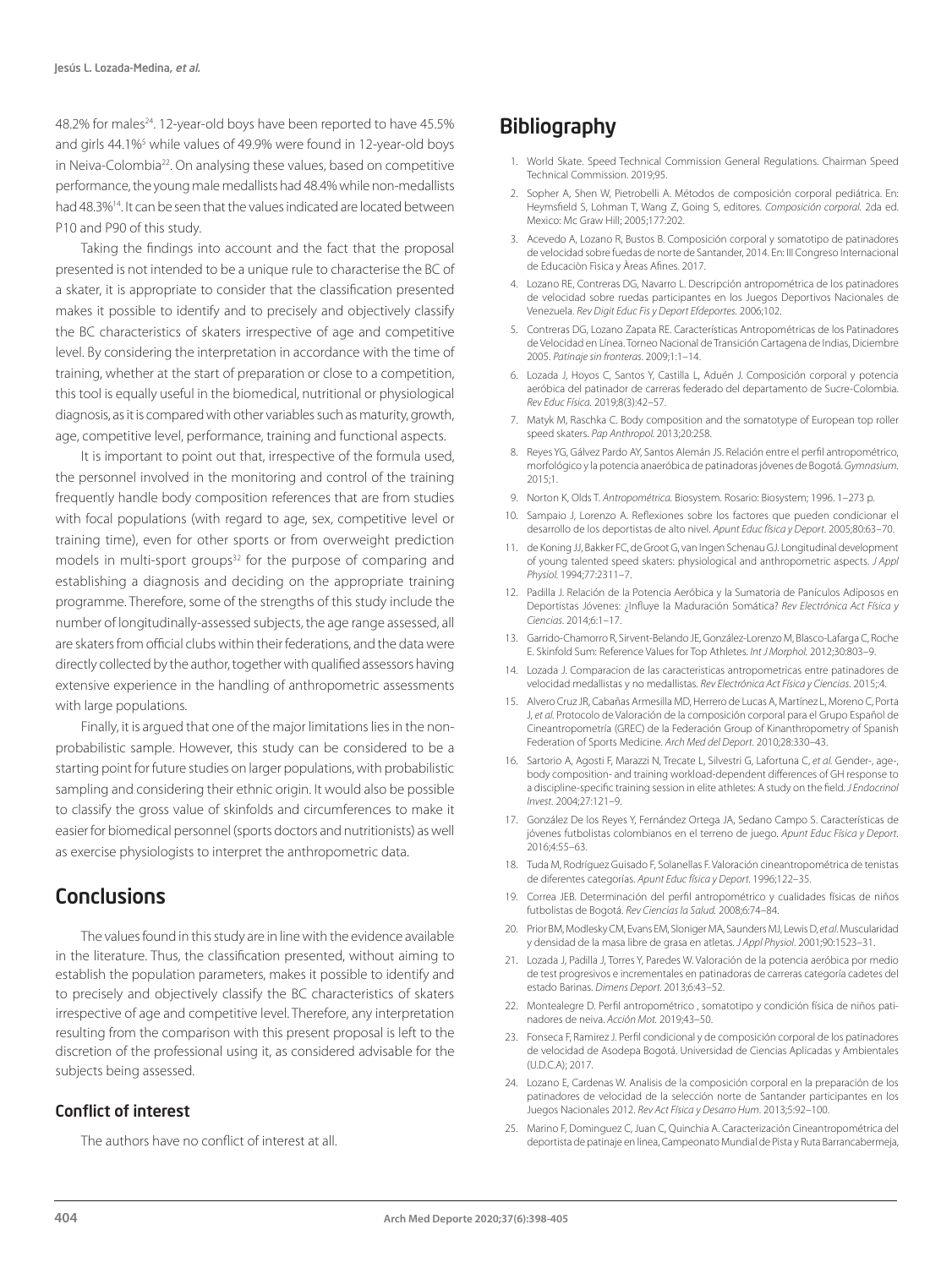48.2% for males[24]. 12-year-old boys have been reported to have 45.5% and girls 44.1%[5] while values of 49.9% were found in 12-year-old boys in Neiva-Colombia[22]. On analysing these values, based on competitive performance, the young male medallists had 48.4% while non-medallists had 48.3%[14]. It can be seen that the values indicated are located between P10 and P90 of this study.

Taking the findings into account and the fact that the proposal presented is not intended to be a unique rule to characterise the BC of a skater, it is appropriate to consider that the classification presented makes it possible to identify and to precisely and objectively classify the BC characteristics of skaters irrespective of age and competitive level. By considering the interpretation in accordance with the time of training, whether at the start of preparation or close to a competition, this tool is equally useful in the biomedical, nutritional or physiological diagnosis, as it is compared with other variables such as maturity, growth, age, competitive level, performance, training and functional aspects.

It is important to point out that, irrespective of the formula used, the personnel involved in the monitoring and control of the training frequently handle body composition references that are from studies with focal populations (with regard to age, sex, competitive level or training time), even for other sports or from overweight prediction models in multi-sport groups[32] for the purpose of comparing and establishing a diagnosis and deciding on the appropriate training programme. Therefore, some of the strengths of this study include the number of longitudinally-assessed subjects, the age range assessed, all are skaters from official clubs within their federations, and the data were directly collected by the author, together with qualified assessors having extensive experience in the handling of anthropometric assessments with large populations.

Finally, it is argued that one of the major limitations lies in the non-probabilistic sample. However, this study can be considered to be a starting point for future studies on larger populations, with probabilistic sampling and considering their ethnic origin. It would also be possible to classify the gross value of skinfolds and circumferences to make it easier for biomedical personnel (sports doctors and nutritionists) as well as exercise physiologists to interpret the anthropometric data.

## Conclusions

The values found in this study are in line with the evidence available in the literature. Thus, the classification presented, without aiming to establish the population parameters, makes it possible to identify and to precisely and objectively classify the BC characteristics of skaters irrespective of age and competitive level. Therefore, any interpretation resulting from the comparison with this present proposal is left to the discretion of the professional using it, as considered advisable for the subjects being assessed.

### Conflict of interest

The authors have no conflict of interest at all.

## Bibliography

1. World Skate. Speed Technical Commission General Regulations. Chairman Speed Technical Commission. 2019;95.
2. Sopher A, Shen W, Pietrobelli A. Métodos de composición corporal pediátrica. En: Heymsfield S, Lohman T, Wang Z, Going S, editores. *Composición corporal.* 2da ed. Mexico: Mc Graw Hill; 2005;177:202.
3. Acevedo A, Lozano R, Bustos B. Composición corporal y somatotipo de patinadores de velocidad sobre fuedas de norte de Santander, 2014. En: III Congreso Internacional de Educaciòn Fìsica y Àreas Afines. 2017.
4. Lozano RE, Contreras DG, Navarro L. Descripción antropométrica de los patinadores de velocidad sobre ruedas participantes en los Juegos Deportivos Nacionales de Venezuela. *Rev Digit Educ Fis y Deport Efdeportes.* 2006;102.
5. Contreras DG, Lozano Zapata RE. Características Antropométricas de los Patinadores de Velocidad en Línea. Torneo Nacional de Transición Cartagena de Indias, Diciembre 2005. *Patinaje sin fronteras.* 2009;1:1–14.
6. Lozada J, Hoyos C, Santos Y, Castilla L, Aduén J. Composición corporal y potencia aeróbica del patinador de carreras federado del departamento de Sucre-Colombia. *Rev Educ Física.* 2019;8(3):42–57.
7. Matyk M, Raschka C. Body composition and the somatotype of European top roller speed skaters. *Pap Anthropol.* 2013;20:258.
8. Reyes YG, Gálvez Pardo AY, Santos Alemán JS. Relación entre el perfil antropométrico, morfológico y la potencia anaeróbica de patinadoras jóvenes de Bogotá. *Gymnasium.* 2015;1.
9. Norton K, Olds T. *Antropométrica.* Biosystem. Rosario: Biosystem; 1996. 1–273 p.
10. Sampaio J, Lorenzo A. Reflexiones sobre los factores que pueden condicionar el desarrollo de los deportistas de alto nivel. *Apunt Educ física y Deport.* 2005;80:63–70.
11. de Koning JJ, Bakker FC, de Groot G, van Ingen Schenau GJ. Longitudinal development of young talented speed skaters: physiological and anthropometric aspects. *J Appl Physiol.* 1994;77:2311–7.
12. Padilla J. Relación de la Potencia Aeróbica y la Sumatoria de Panículos Adiposos en Deportistas Jóvenes: ¿Influye la Maduración Somática? *Rev Electrónica Act Física y Ciencias*. 2014;6:1–17.
13. Garrido-Chamorro R, Sirvent-Belando JE, González-Lorenzo M, Blasco-Lafarga C, Roche E. Skinfold Sum: Reference Values for Top Athletes. *Int J Morphol.* 2012;30:803–9.
14. Lozada J. Comparacion de las caracteristicas antropometricas entre patinadores de velocidad medallistas y no medallistas. *Rev Electrónica Act Física y Ciencias*. 2015;:4.
15. Alvero Cruz JR, Cabañas Armesilla MD, Herrero de Lucas A, Martínez L, Moreno C, Porta J, *et al.* Protocolo de Valoración de la composición corporal para el Grupo Español de Cineantropometría (GREC) de la Federación Group of Kinanthropometry of Spanish Federation of Sports Medicine. *Arch Med del Deport*. 2010;28:330–43.
16. Sartorio A, Agosti F, Marazzi N, Trecate L, Silvestri G, Lafortuna C, *et al.* Gender-, age-, body composition- and training workload-dependent differences of GH response to a discipline-specific training session in elite athletes: A study on the field. *J Endocrinol Invest.* 2004;27:121–9.
17. González De los Reyes Y, Fernández Ortega JA, Sedano Campo S. Características de jóvenes futbolistas colombianos en el terreno de juego. *Apunt Educ Física y Deport.* 2016;4:55–63.
18. Tuda M, Rodríguez Guisado F, Solanellas F. Valoración cineantropométrica de tenistas de diferentes categorías. *Apunt Educ física y Deport.* 1996;122–35.
19. Correa JEB. Determinación del perfil antropométrico y cualidades físicas de niños futbolistas de Bogotá. *Rev Ciencias la Salud.* 2008;6:74–84.
20. Prior BM, Modlesky CM, Evans EM, Sloniger MA, Saunders MJ, Lewis D, *et al.* Muscularidad y densidad de la masa libre de grasa en atletas. *J Appl Physiol*. 2001;90:1523–31.
21. Lozada J, Padilla J, Torres Y, Paredes W. Valoración de la potencia aeróbica por medio de test progresivos e incrementales en patinadoras de carreras categoría cadetes del estado Barinas. *Dimens Deport.* 2013;6:43–52.
22. Montealegre D. Perfil antropométrico , somatotipo y condición física de niños patinadores de neiva. *Acción Mot.* 2019;43–50.
23. Fonseca F, Ramirez J. Perfil condicional y de composición corporal de los patinadores de velocidad de Asodepa Bogotá. Universidad de Ciencias Aplicadas y Ambientales (U.D.C.A); 2017.
24. Lozano E, Cardenas W. Analisis de la composición corporal en la preparación de los patinadores de velocidad de la selección norte de Santander participantes en los Juegos Nacionales 2012. *Rev Act Física y Desarro Hum*. 2013;5:92–100.
25. Marino F, Dominguez C, Juan C, Quinchia A. Caracterización Cineantropométrica del deportista de patinaje en linea, Campeonato Mundial de Pista y Ruta Barrancabermeja,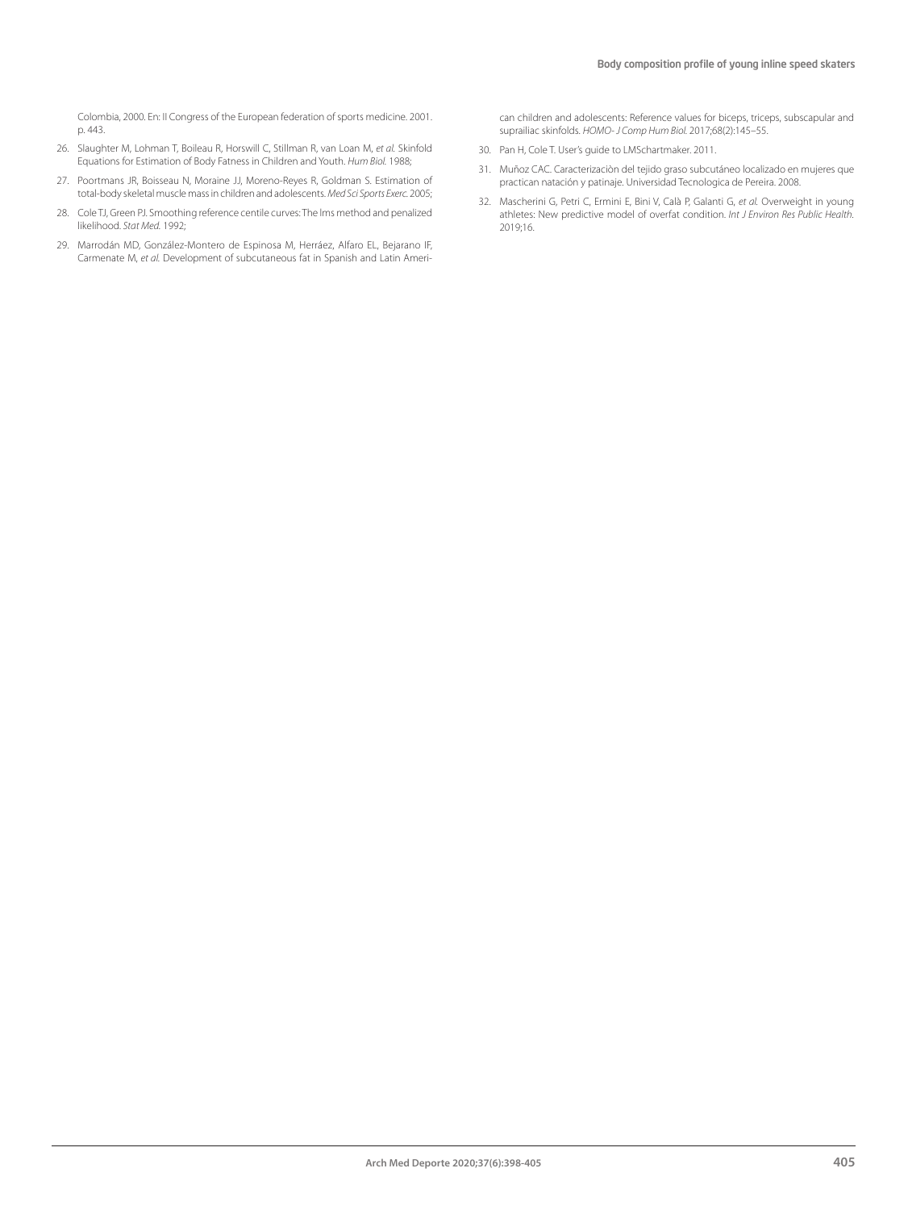Colombia, 2000. En: II Congress of the European federation of sports medicine. 2001. p. 443.

26. Slaughter M, Lohman T, Boileau R, Horswill C, Stillman R, van Loan M, *et al.* Skinfold Equations for Estimation of Body Fatness in Children and Youth. *Hum Biol.* 1988;

27. Poortmans JR, Boisseau N, Moraine JJ, Moreno-Reyes R, Goldman S. Estimation of total-body skeletal muscle mass in children and adolescents. *Med Sci Sports Exerc.* 2005;

28. Cole TJ, Green PJ. Smoothing reference centile curves: The lms method and penalized likelihood. *Stat Med.* 1992;

29. Marrodán MD, González-Montero de Espinosa M, Herráez, Alfaro EL, Bejarano IF, Carmenate M, *et al.* Development of subcutaneous fat in Spanish and Latin American children and adolescents: Reference values for biceps, triceps, subscapular and suprailiac skinfolds. *HOMO- J Comp Hum Biol.* 2017;68(2):145–55.

30. Pan H, Cole T. User's guide to LMSchartmaker. 2011.

31. Muñoz CAC. Caracterizaciòn del tejido graso subcutáneo localizado en mujeres que practican natación y patinaje. Universidad Tecnologica de Pereira. 2008.

32. Mascherini G, Petri C, Ermini E, Bini V, Calà P, Galanti G, *et al.* Overweight in young athletes: New predictive model of overfat condition. *Int J Environ Res Public Health.* 2019;16.